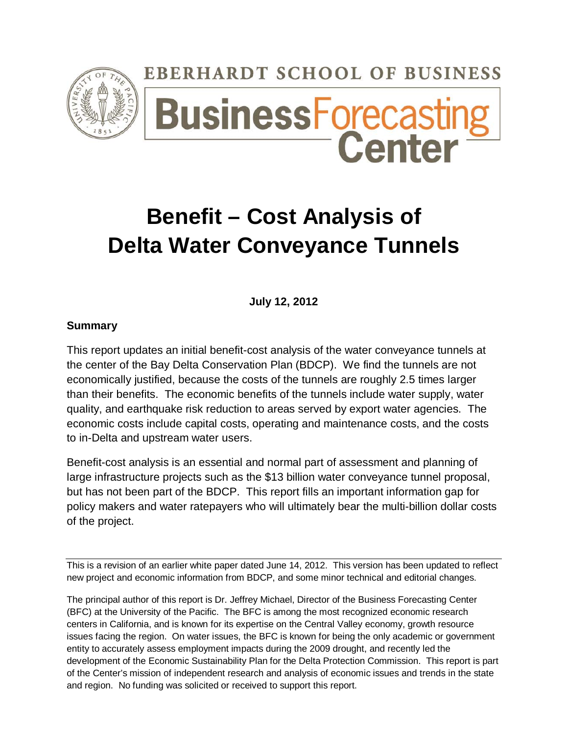EBERHARDT SCHOOL OF BUSINESS

Business Forecasting Center

# Benefit – Cost Analysis of Delta Water Conveyance Tunnels

**July 12, 2012**

### Summary

This report updates an initial benefit-cost analysis of the water conveyance tunnels at the center of the Bay Delta Conservation Plan (BDCP). We find the tunnels are not economically justified, because the costs of the tunnels are roughly 2.5 times larger than their benefits. The economic benefits of the tunnels include water supply, water quality, and earthquake risk reduction to areas served by export water agencies. The economic costs include capital costs, operating and maintenance costs, and the costs to in-Delta and upstream water users.

Benefit-cost analysis is an essential and normal part of assessment and planning of large infrastructure projects such as the $13 billion water conveyance tunnel proposal, but has not been part of the BDCP. This report fills an important information gap for policy makers and water ratepayers who will ultimately bear the multi-billion dollar costs of the project.

---

This is a revision of an earlier white paper dated June 14, 2012. This version has been updated to reflect new project and economic information from BDCP, and some minor technical and editorial changes.

The principal author of this report is Dr. Jeffrey Michael, Director of the Business Forecasting Center (BFC) at the University of the Pacific. The BFC is among the most recognized economic research centers in California, and is known for its expertise on the Central Valley economy, growth resource issues facing the region. On water issues, the BFC is known for being the only academic or government entity to accurately assess employment impacts during the 2009 drought, and recently led the development of the Economic Sustainability Plan for the Delta Protection Commission. This report is part of the Center's mission of independent research and analysis of economic issues and trends in the state and region. No funding was solicited or received to support this report.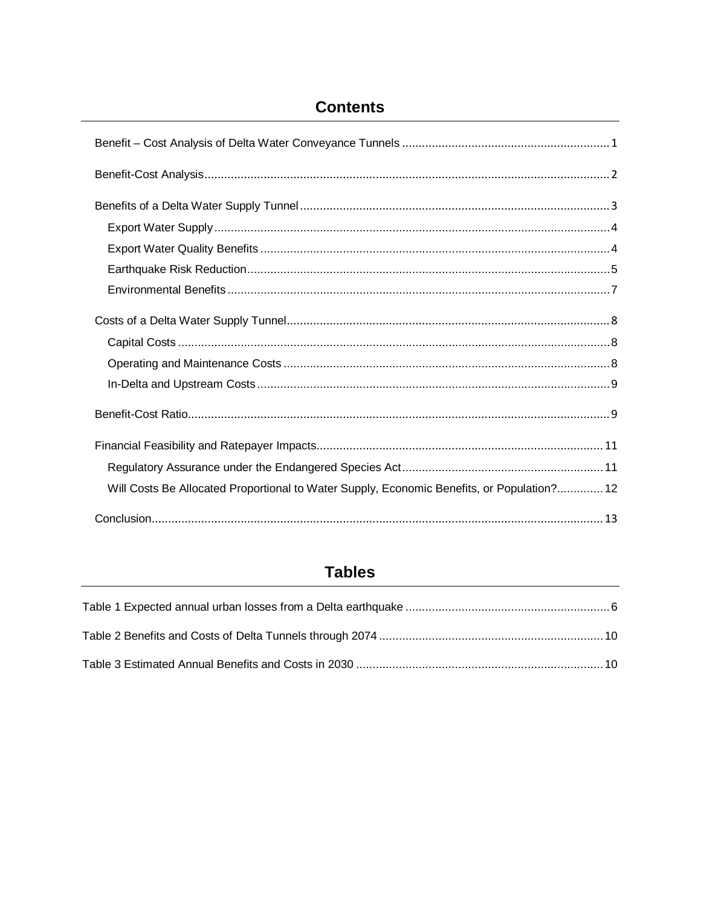## Contents

Benefit – Cost Analysis of Delta Water Conveyance Tunnels .......... 1

Benefit-Cost Analysis .......... 2

Benefits of a Delta Water Supply Tunnel .......... 3

- Export Water Supply .......... 4
- Export Water Quality Benefits .......... 4
- Earthquake Risk Reduction .......... 5
- Environmental Benefits .......... 7

Costs of a Delta Water Supply Tunnel .......... 8

- Capital Costs .......... 8
- Operating and Maintenance Costs .......... 8
- In-Delta and Upstream Costs .......... 9

Benefit-Cost Ratio .......... 9

Financial Feasibility and Ratepayer Impacts .......... 11

- Regulatory Assurance under the Endangered Species Act .......... 11
- Will Costs Be Allocated Proportional to Water Supply, Economic Benefits, or Population? .......... 12

Conclusion .......... 13

## Tables

Table 1 Expected annual urban losses from a Delta earthquake .......... 6

Table 2 Benefits and Costs of Delta Tunnels through 2074 .......... 10

Table 3 Estimated Annual Benefits and Costs in 2030 .......... 10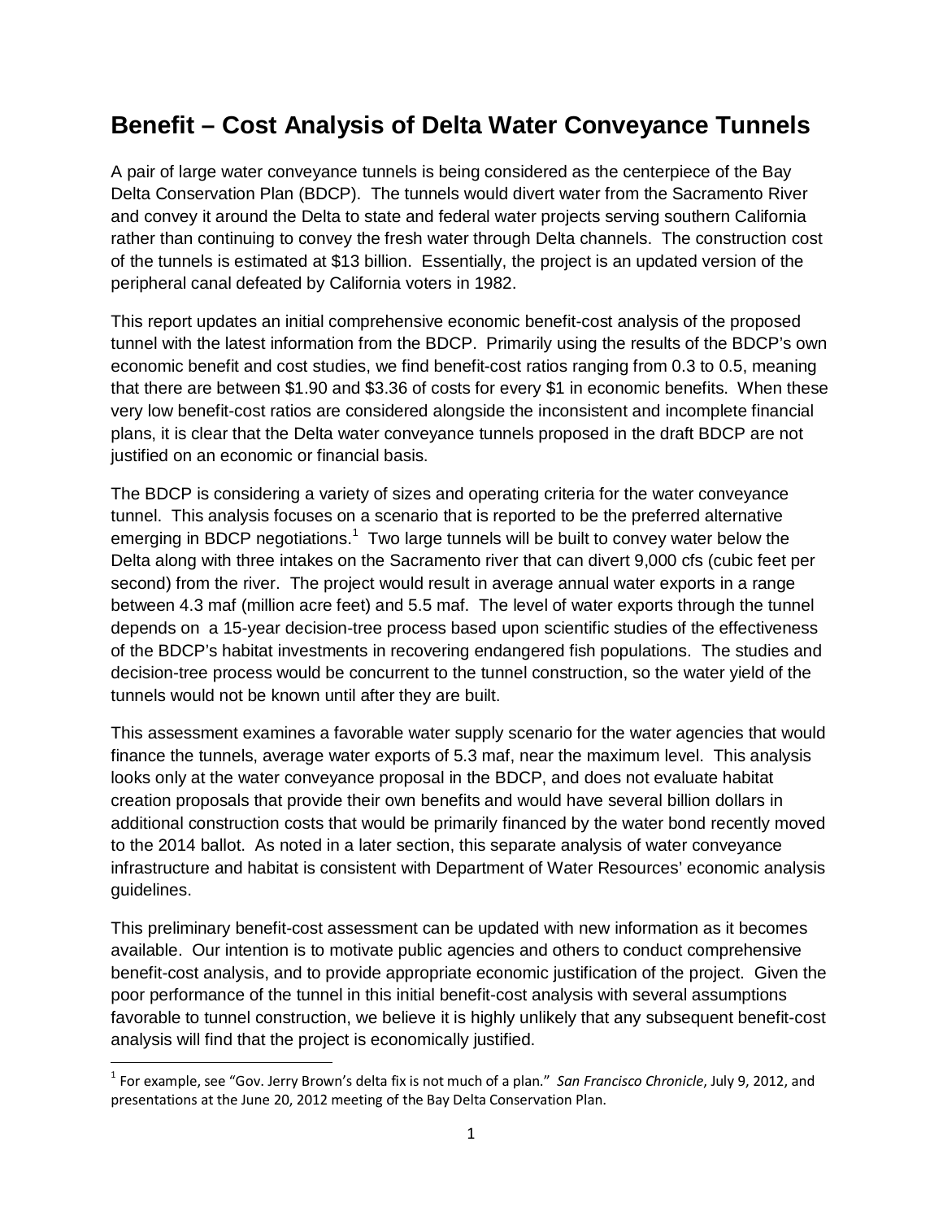# Benefit – Cost Analysis of Delta Water Conveyance Tunnels

A pair of large water conveyance tunnels is being considered as the centerpiece of the Bay Delta Conservation Plan (BDCP). The tunnels would divert water from the Sacramento River and convey it around the Delta to state and federal water projects serving southern California rather than continuing to convey the fresh water through Delta channels. The construction cost of the tunnels is estimated at $13 billion. Essentially, the project is an updated version of the peripheral canal defeated by California voters in 1982.

This report updates an initial comprehensive economic benefit-cost analysis of the proposed tunnel with the latest information from the BDCP. Primarily using the results of the BDCP's own economic benefit and cost studies, we find benefit-cost ratios ranging from 0.3 to 0.5, meaning that there are between $1.90 and $3.36 of costs for every $1 in economic benefits. When these very low benefit-cost ratios are considered alongside the inconsistent and incomplete financial plans, it is clear that the Delta water conveyance tunnels proposed in the draft BDCP are not justified on an economic or financial basis.

The BDCP is considering a variety of sizes and operating criteria for the water conveyance tunnel. This analysis focuses on a scenario that is reported to be the preferred alternative emerging in BDCP negotiations.[1] Two large tunnels will be built to convey water below the Delta along with three intakes on the Sacramento river that can divert 9,000 cfs (cubic feet per second) from the river. The project would result in average annual water exports in a range between 4.3 maf (million acre feet) and 5.5 maf. The level of water exports through the tunnel depends on a 15-year decision-tree process based upon scientific studies of the effectiveness of the BDCP's habitat investments in recovering endangered fish populations. The studies and decision-tree process would be concurrent to the tunnel construction, so the water yield of the tunnels would not be known until after they are built.

This assessment examines a favorable water supply scenario for the water agencies that would finance the tunnels, average water exports of 5.3 maf, near the maximum level. This analysis looks only at the water conveyance proposal in the BDCP, and does not evaluate habitat creation proposals that provide their own benefits and would have several billion dollars in additional construction costs that would be primarily financed by the water bond recently moved to the 2014 ballot. As noted in a later section, this separate analysis of water conveyance infrastructure and habitat is consistent with Department of Water Resources' economic analysis guidelines.

This preliminary benefit-cost assessment can be updated with new information as it becomes available. Our intention is to motivate public agencies and others to conduct comprehensive benefit-cost analysis, and to provide appropriate economic justification of the project. Given the poor performance of the tunnel in this initial benefit-cost analysis with several assumptions favorable to tunnel construction, we believe it is highly unlikely that any subsequent benefit-cost analysis will find that the project is economically justified.

---

[1] For example, see "Gov. Jerry Brown's delta fix is not much of a plan." *San Francisco Chronicle*, July 9, 2012, and presentations at the June 20, 2012 meeting of the Bay Delta Conservation Plan.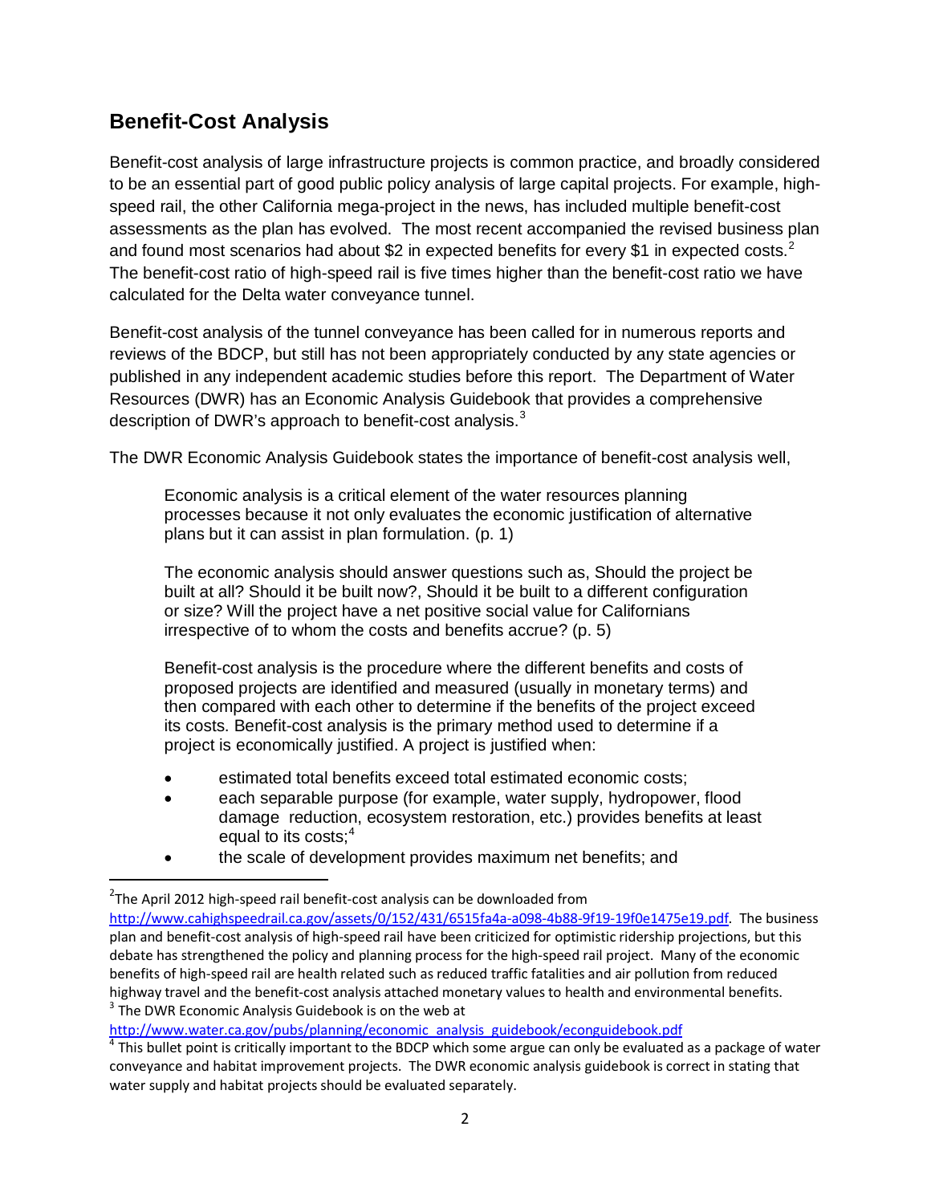## Benefit-Cost Analysis

Benefit-cost analysis of large infrastructure projects is common practice, and broadly considered to be an essential part of good public policy analysis of large capital projects. For example, high-speed rail, the other California mega-project in the news, has included multiple benefit-cost assessments as the plan has evolved. The most recent accompanied the revised business plan and found most scenarios had about $2 in expected benefits for every $1 in expected costs.[2] The benefit-cost ratio of high-speed rail is five times higher than the benefit-cost ratio we have calculated for the Delta water conveyance tunnel.

Benefit-cost analysis of the tunnel conveyance has been called for in numerous reports and reviews of the BDCP, but still has not been appropriately conducted by any state agencies or published in any independent academic studies before this report. The Department of Water Resources (DWR) has an Economic Analysis Guidebook that provides a comprehensive description of DWR's approach to benefit-cost analysis.[3]

The DWR Economic Analysis Guidebook states the importance of benefit-cost analysis well,

> Economic analysis is a critical element of the water resources planning processes because it not only evaluates the economic justification of alternative plans but it can assist in plan formulation. (p. 1)
>
> The economic analysis should answer questions such as, Should the project be built at all? Should it be built now?, Should it be built to a different configuration or size? Will the project have a net positive social value for Californians irrespective of to whom the costs and benefits accrue? (p. 5)
>
> Benefit-cost analysis is the procedure where the different benefits and costs of proposed projects are identified and measured (usually in monetary terms) and then compared with each other to determine if the benefits of the project exceed its costs. Benefit-cost analysis is the primary method used to determine if a project is economically justified. A project is justified when:
>
> - estimated total benefits exceed total estimated economic costs;
> - each separable purpose (for example, water supply, hydropower, flood damage reduction, ecosystem restoration, etc.) provides benefits at least equal to its costs;[4]
> - the scale of development provides maximum net benefits; and

---

[2] The April 2012 high-speed rail benefit-cost analysis can be downloaded from http://www.cahighspeedrail.ca.gov/assets/0/152/431/6515fa4a-a098-4b88-9f19-19f0e1475e19.pdf. The business plan and benefit-cost analysis of high-speed rail have been criticized for optimistic ridership projections, but this debate has strengthened the policy and planning process for the high-speed rail project. Many of the economic benefits of high-speed rail are health related such as reduced traffic fatalities and air pollution from reduced highway travel and the benefit-cost analysis attached monetary values to health and environmental benefits.

[3] The DWR Economic Analysis Guidebook is on the web at http://www.water.ca.gov/pubs/planning/economic_analysis_guidebook/econguidebook.pdf

[4] This bullet point is critically important to the BDCP which some argue can only be evaluated as a package of water conveyance and habitat improvement projects. The DWR economic analysis guidebook is correct in stating that water supply and habitat projects should be evaluated separately.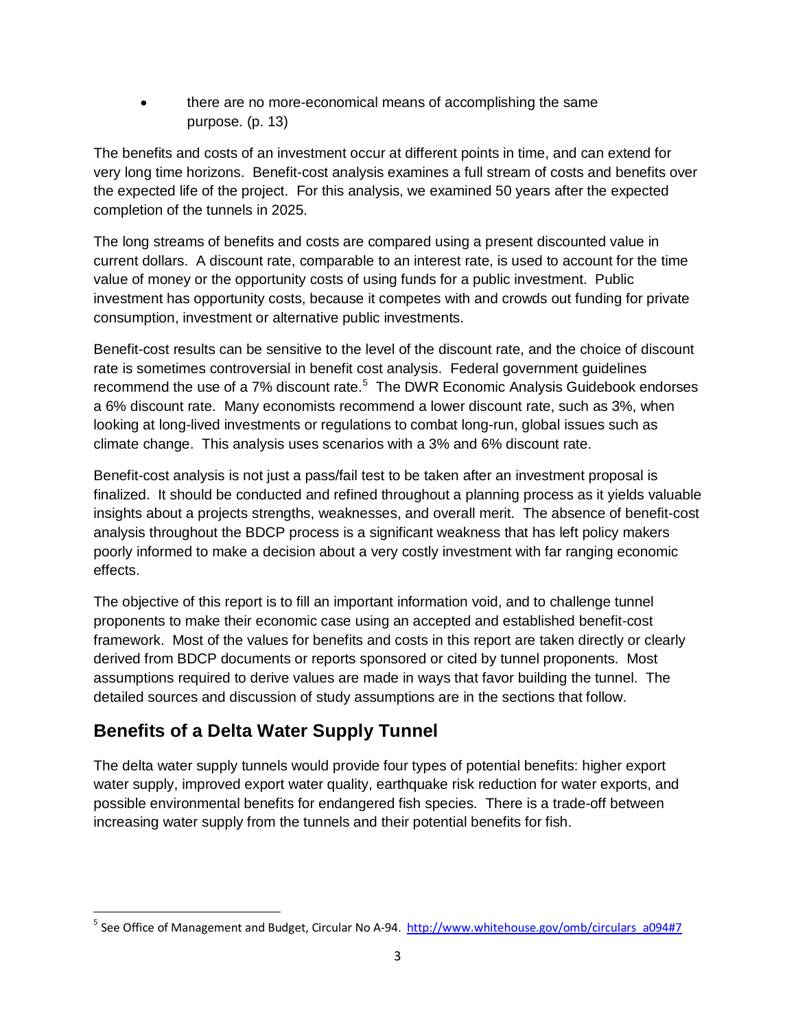- there are no more-economical means of accomplishing the same purpose. (p. 13)

The benefits and costs of an investment occur at different points in time, and can extend for very long time horizons. Benefit-cost analysis examines a full stream of costs and benefits over the expected life of the project. For this analysis, we examined 50 years after the expected completion of the tunnels in 2025.

The long streams of benefits and costs are compared using a present discounted value in current dollars. A discount rate, comparable to an interest rate, is used to account for the time value of money or the opportunity costs of using funds for a public investment. Public investment has opportunity costs, because it competes with and crowds out funding for private consumption, investment or alternative public investments.

Benefit-cost results can be sensitive to the level of the discount rate, and the choice of discount rate is sometimes controversial in benefit cost analysis. Federal government guidelines recommend the use of a 7% discount rate.[5] The DWR Economic Analysis Guidebook endorses a 6% discount rate. Many economists recommend a lower discount rate, such as 3%, when looking at long-lived investments or regulations to combat long-run, global issues such as climate change. This analysis uses scenarios with a 3% and 6% discount rate.

Benefit-cost analysis is not just a pass/fail test to be taken after an investment proposal is finalized. It should be conducted and refined throughout a planning process as it yields valuable insights about a projects strengths, weaknesses, and overall merit. The absence of benefit-cost analysis throughout the BDCP process is a significant weakness that has left policy makers poorly informed to make a decision about a very costly investment with far ranging economic effects.

The objective of this report is to fill an important information void, and to challenge tunnel proponents to make their economic case using an accepted and established benefit-cost framework. Most of the values for benefits and costs in this report are taken directly or clearly derived from BDCP documents or reports sponsored or cited by tunnel proponents. Most assumptions required to derive values are made in ways that favor building the tunnel. The detailed sources and discussion of study assumptions are in the sections that follow.

## Benefits of a Delta Water Supply Tunnel

The delta water supply tunnels would provide four types of potential benefits: higher export water supply, improved export water quality, earthquake risk reduction for water exports, and possible environmental benefits for endangered fish species. There is a trade-off between increasing water supply from the tunnels and their potential benefits for fish.

[5] See Office of Management and Budget, Circular No A-94. http://www.whitehouse.gov/omb/circulars_a094#7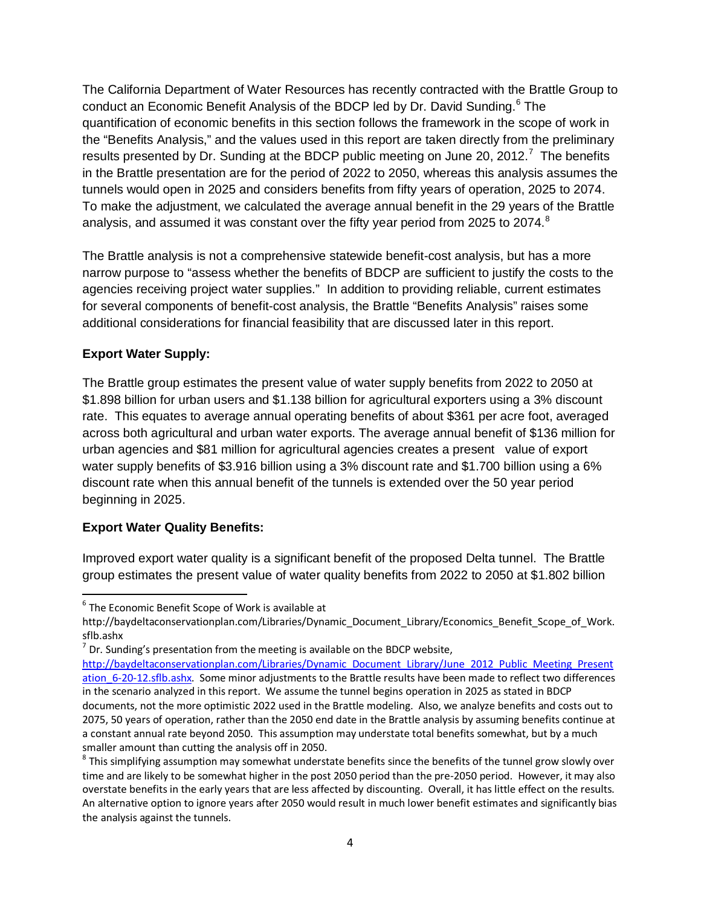The California Department of Water Resources has recently contracted with the Brattle Group to conduct an Economic Benefit Analysis of the BDCP led by Dr. David Sunding.[6] The quantification of economic benefits in this section follows the framework in the scope of work in the "Benefits Analysis," and the values used in this report are taken directly from the preliminary results presented by Dr. Sunding at the BDCP public meeting on June 20, 2012.[7] The benefits in the Brattle presentation are for the period of 2022 to 2050, whereas this analysis assumes the tunnels would open in 2025 and considers benefits from fifty years of operation, 2025 to 2074. To make the adjustment, we calculated the average annual benefit in the 29 years of the Brattle analysis, and assumed it was constant over the fifty year period from 2025 to 2074.[8]

The Brattle analysis is not a comprehensive statewide benefit-cost analysis, but has a more narrow purpose to "assess whether the benefits of BDCP are sufficient to justify the costs to the agencies receiving project water supplies." In addition to providing reliable, current estimates for several components of benefit-cost analysis, the Brattle "Benefits Analysis" raises some additional considerations for financial feasibility that are discussed later in this report.

**Export Water Supply:**

The Brattle group estimates the present value of water supply benefits from 2022 to 2050 at $1.898 billion for urban users and $1.138 billion for agricultural exporters using a 3% discount rate. This equates to average annual operating benefits of about $361 per acre foot, averaged across both agricultural and urban water exports. The average annual benefit of $136 million for urban agencies and $81 million for agricultural agencies creates a present value of export water supply benefits of $3.916 billion using a 3% discount rate and $1.700 billion using a 6% discount rate when this annual benefit of the tunnels is extended over the 50 year period beginning in 2025.

**Export Water Quality Benefits:**

Improved export water quality is a significant benefit of the proposed Delta tunnel. The Brattle group estimates the present value of water quality benefits from 2022 to 2050 at $1.802 billion

---

[6] The Economic Benefit Scope of Work is available at http://baydeltaconservationplan.com/Libraries/Dynamic_Document_Library/Economics_Benefit_Scope_of_Work.sflb.ashx

[7] Dr. Sunding's presentation from the meeting is available on the BDCP website, http://baydeltaconservationplan.com/Libraries/Dynamic_Document_Library/June_2012_Public_Meeting_Presentation_6-20-12.sflb.ashx. Some minor adjustments to the Brattle results have been made to reflect two differences in the scenario analyzed in this report. We assume the tunnel begins operation in 2025 as stated in BDCP documents, not the more optimistic 2022 used in the Brattle modeling. Also, we analyze benefits and costs out to 2075, 50 years of operation, rather than the 2050 end date in the Brattle analysis by assuming benefits continue at a constant annual rate beyond 2050. This assumption may understate total benefits somewhat, but by a much smaller amount than cutting the analysis off in 2050.

[8] This simplifying assumption may somewhat understate benefits since the benefits of the tunnel grow slowly over time and are likely to be somewhat higher in the post 2050 period than the pre-2050 period. However, it may also overstate benefits in the early years that are less affected by discounting. Overall, it has little effect on the results. An alternative option to ignore years after 2050 would result in much lower benefit estimates and significantly bias the analysis against the tunnels.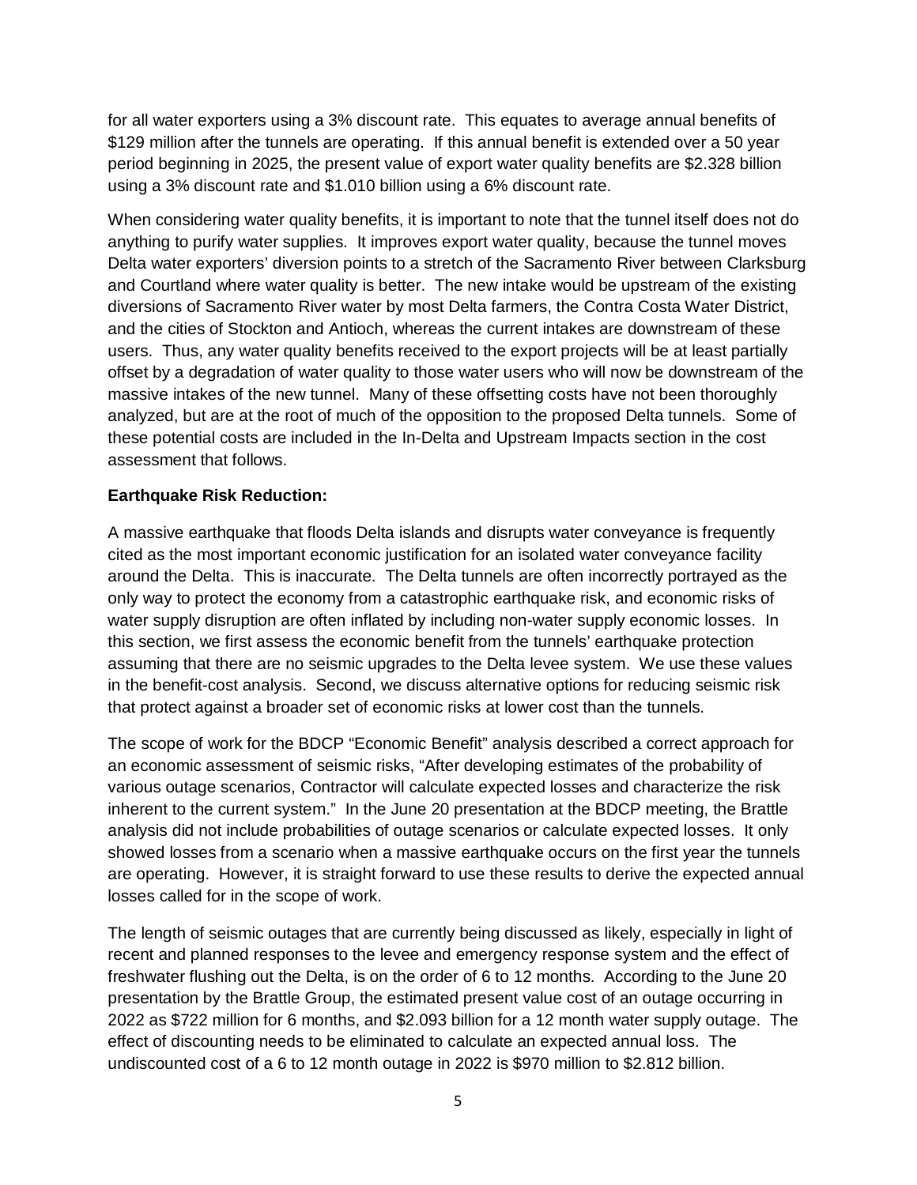for all water exporters using a 3% discount rate. This equates to average annual benefits of $129 million after the tunnels are operating. If this annual benefit is extended over a 50 year period beginning in 2025, the present value of export water quality benefits are $2.328 billion using a 3% discount rate and $1.010 billion using a 6% discount rate.

When considering water quality benefits, it is important to note that the tunnel itself does not do anything to purify water supplies. It improves export water quality, because the tunnel moves Delta water exporters' diversion points to a stretch of the Sacramento River between Clarksburg and Courtland where water quality is better. The new intake would be upstream of the existing diversions of Sacramento River water by most Delta farmers, the Contra Costa Water District, and the cities of Stockton and Antioch, whereas the current intakes are downstream of these users. Thus, any water quality benefits received to the export projects will be at least partially offset by a degradation of water quality to those water users who will now be downstream of the massive intakes of the new tunnel. Many of these offsetting costs have not been thoroughly analyzed, but are at the root of much of the opposition to the proposed Delta tunnels. Some of these potential costs are included in the In-Delta and Upstream Impacts section in the cost assessment that follows.

**Earthquake Risk Reduction:**

A massive earthquake that floods Delta islands and disrupts water conveyance is frequently cited as the most important economic justification for an isolated water conveyance facility around the Delta. This is inaccurate. The Delta tunnels are often incorrectly portrayed as the only way to protect the economy from a catastrophic earthquake risk, and economic risks of water supply disruption are often inflated by including non-water supply economic losses. In this section, we first assess the economic benefit from the tunnels' earthquake protection assuming that there are no seismic upgrades to the Delta levee system. We use these values in the benefit-cost analysis. Second, we discuss alternative options for reducing seismic risk that protect against a broader set of economic risks at lower cost than the tunnels.

The scope of work for the BDCP "Economic Benefit" analysis described a correct approach for an economic assessment of seismic risks, "After developing estimates of the probability of various outage scenarios, Contractor will calculate expected losses and characterize the risk inherent to the current system." In the June 20 presentation at the BDCP meeting, the Brattle analysis did not include probabilities of outage scenarios or calculate expected losses. It only showed losses from a scenario when a massive earthquake occurs on the first year the tunnels are operating. However, it is straight forward to use these results to derive the expected annual losses called for in the scope of work.

The length of seismic outages that are currently being discussed as likely, especially in light of recent and planned responses to the levee and emergency response system and the effect of freshwater flushing out the Delta, is on the order of 6 to 12 months. According to the June 20 presentation by the Brattle Group, the estimated present value cost of an outage occurring in 2022 as $722 million for 6 months, and $2.093 billion for a 12 month water supply outage. The effect of discounting needs to be eliminated to calculate an expected annual loss. The undiscounted cost of a 6 to 12 month outage in 2022 is $970 million to $2.812 billion.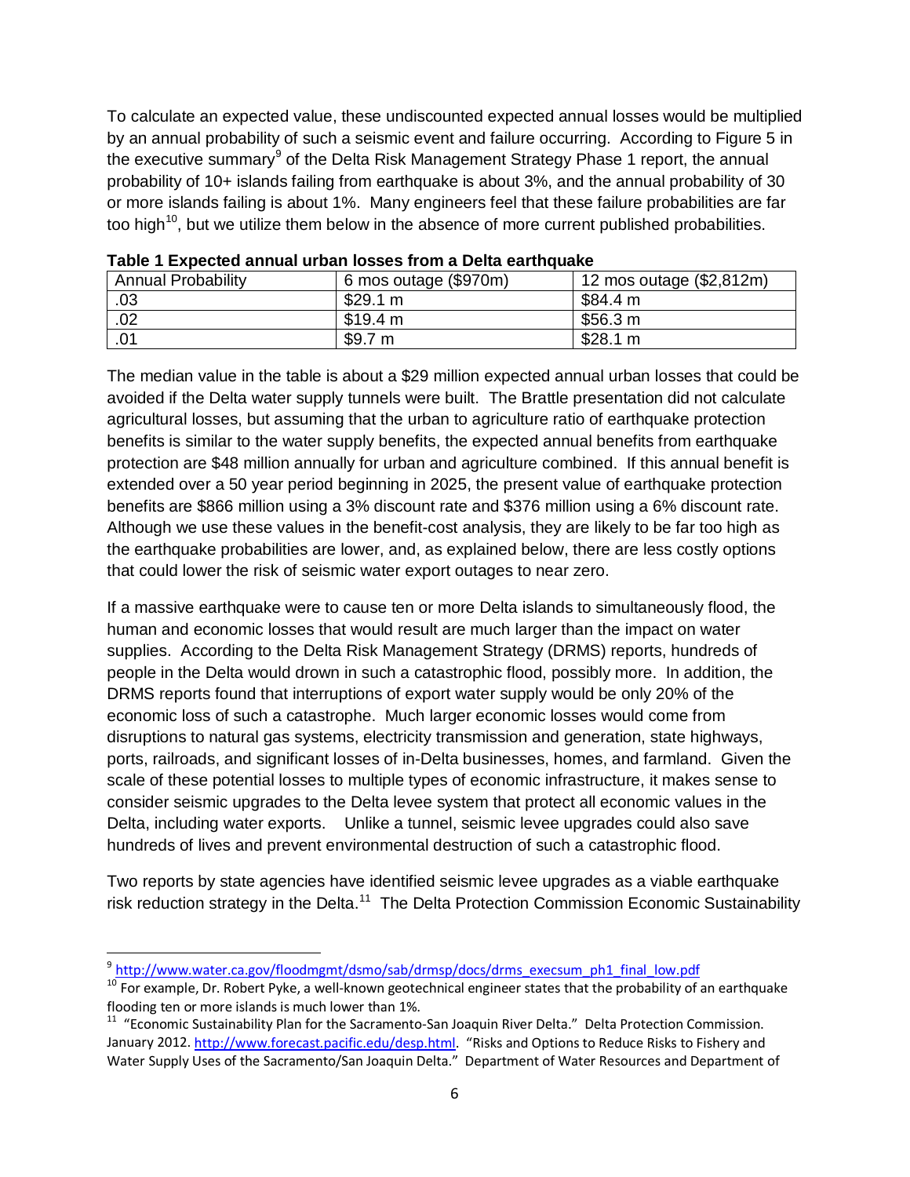To calculate an expected value, these undiscounted expected annual losses would be multiplied by an annual probability of such a seismic event and failure occurring. According to Figure 5 in the executive summary[9] of the Delta Risk Management Strategy Phase 1 report, the annual probability of 10+ islands failing from earthquake is about 3%, and the annual probability of 30 or more islands failing is about 1%. Many engineers feel that these failure probabilities are far too high[10], but we utilize them below in the absence of more current published probabilities.

**Table 1 Expected annual urban losses from a Delta earthquake**

| Annual Probability | 6 mos outage ($970m) | 12 mos outage ($2,812m) |
|---|---|---|
| .03 | $29.1 m | $84.4 m |
| .02 | $19.4 m | $56.3 m |
| .01 | $9.7 m | $28.1 m |

The median value in the table is about a $29 million expected annual urban losses that could be avoided if the Delta water supply tunnels were built. The Brattle presentation did not calculate agricultural losses, but assuming that the urban to agriculture ratio of earthquake protection benefits is similar to the water supply benefits, the expected annual benefits from earthquake protection are $48 million annually for urban and agriculture combined. If this annual benefit is extended over a 50 year period beginning in 2025, the present value of earthquake protection benefits are $866 million using a 3% discount rate and $376 million using a 6% discount rate. Although we use these values in the benefit-cost analysis, they are likely to be far too high as the earthquake probabilities are lower, and, as explained below, there are less costly options that could lower the risk of seismic water export outages to near zero.

If a massive earthquake were to cause ten or more Delta islands to simultaneously flood, the human and economic losses that would result are much larger than the impact on water supplies. According to the Delta Risk Management Strategy (DRMS) reports, hundreds of people in the Delta would drown in such a catastrophic flood, possibly more. In addition, the DRMS reports found that interruptions of export water supply would be only 20% of the economic loss of such a catastrophe. Much larger economic losses would come from disruptions to natural gas systems, electricity transmission and generation, state highways, ports, railroads, and significant losses of in-Delta businesses, homes, and farmland. Given the scale of these potential losses to multiple types of economic infrastructure, it makes sense to consider seismic upgrades to the Delta levee system that protect all economic values in the Delta, including water exports. Unlike a tunnel, seismic levee upgrades could also save hundreds of lives and prevent environmental destruction of such a catastrophic flood.

Two reports by state agencies have identified seismic levee upgrades as a viable earthquake risk reduction strategy in the Delta.[11] The Delta Protection Commission Economic Sustainability

---

[9] http://www.water.ca.gov/floodmgmt/dsmo/sab/drmsp/docs/drms_execsum_ph1_final_low.pdf

[10] For example, Dr. Robert Pyke, a well-known geotechnical engineer states that the probability of an earthquake flooding ten or more islands is much lower than 1%.

[11] "Economic Sustainability Plan for the Sacramento-San Joaquin River Delta." Delta Protection Commission. January 2012. http://www.forecast.pacific.edu/desp.html. "Risks and Options to Reduce Risks to Fishery and Water Supply Uses of the Sacramento/San Joaquin Delta." Department of Water Resources and Department of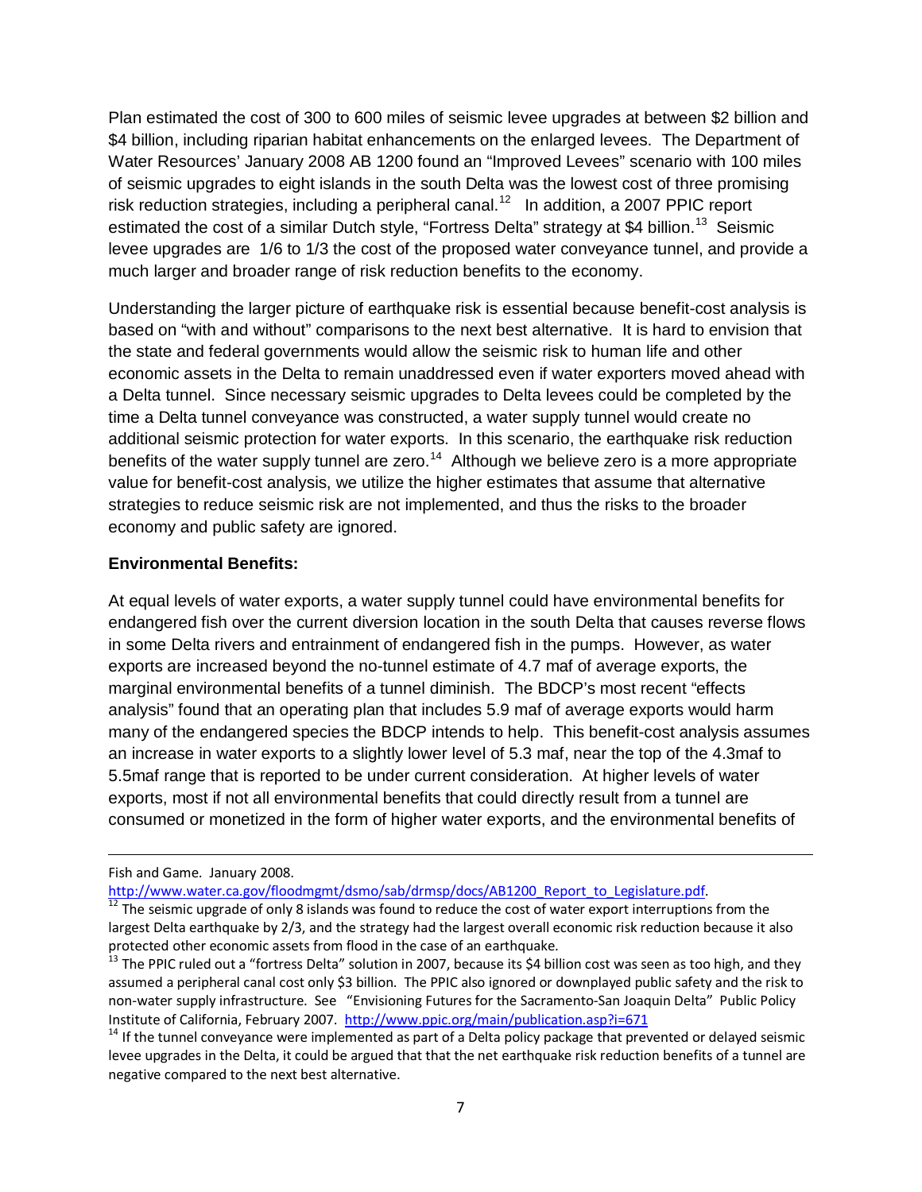Plan estimated the cost of 300 to 600 miles of seismic levee upgrades at between $2 billion and $4 billion, including riparian habitat enhancements on the enlarged levees. The Department of Water Resources' January 2008 AB 1200 found an "Improved Levees" scenario with 100 miles of seismic upgrades to eight islands in the south Delta was the lowest cost of three promising risk reduction strategies, including a peripheral canal.[12] In addition, a 2007 PPIC report estimated the cost of a similar Dutch style, "Fortress Delta" strategy at $4 billion.[13] Seismic levee upgrades are 1/6 to 1/3 the cost of the proposed water conveyance tunnel, and provide a much larger and broader range of risk reduction benefits to the economy.

Understanding the larger picture of earthquake risk is essential because benefit-cost analysis is based on "with and without" comparisons to the next best alternative. It is hard to envision that the state and federal governments would allow the seismic risk to human life and other economic assets in the Delta to remain unaddressed even if water exporters moved ahead with a Delta tunnel. Since necessary seismic upgrades to Delta levees could be completed by the time a Delta tunnel conveyance was constructed, a water supply tunnel would create no additional seismic protection for water exports. In this scenario, the earthquake risk reduction benefits of the water supply tunnel are zero.[14] Although we believe zero is a more appropriate value for benefit-cost analysis, we utilize the higher estimates that assume that alternative strategies to reduce seismic risk are not implemented, and thus the risks to the broader economy and public safety are ignored.

**Environmental Benefits:**

At equal levels of water exports, a water supply tunnel could have environmental benefits for endangered fish over the current diversion location in the south Delta that causes reverse flows in some Delta rivers and entrainment of endangered fish in the pumps. However, as water exports are increased beyond the no-tunnel estimate of 4.7 maf of average exports, the marginal environmental benefits of a tunnel diminish. The BDCP's most recent "effects analysis" found that an operating plan that includes 5.9 maf of average exports would harm many of the endangered species the BDCP intends to help. This benefit-cost analysis assumes an increase in water exports to a slightly lower level of 5.3 maf, near the top of the 4.3maf to 5.5maf range that is reported to be under current consideration. At higher levels of water exports, most if not all environmental benefits that could directly result from a tunnel are consumed or monetized in the form of higher water exports, and the environmental benefits of

---

Fish and Game. January 2008.
http://www.water.ca.gov/floodmgmt/dsmo/sab/drmsp/docs/AB1200_Report_to_Legislature.pdf.

[12] The seismic upgrade of only 8 islands was found to reduce the cost of water export interruptions from the largest Delta earthquake by 2/3, and the strategy had the largest overall economic risk reduction because it also protected other economic assets from flood in the case of an earthquake.

[13] The PPIC ruled out a "fortress Delta" solution in 2007, because its $4 billion cost was seen as too high, and they assumed a peripheral canal cost only $3 billion. The PPIC also ignored or downplayed public safety and the risk to non-water supply infrastructure. See "Envisioning Futures for the Sacramento-San Joaquin Delta" Public Policy Institute of California, February 2007. http://www.ppic.org/main/publication.asp?i=671

[14] If the tunnel conveyance were implemented as part of a Delta policy package that prevented or delayed seismic levee upgrades in the Delta, it could be argued that that the net earthquake risk reduction benefits of a tunnel are negative compared to the next best alternative.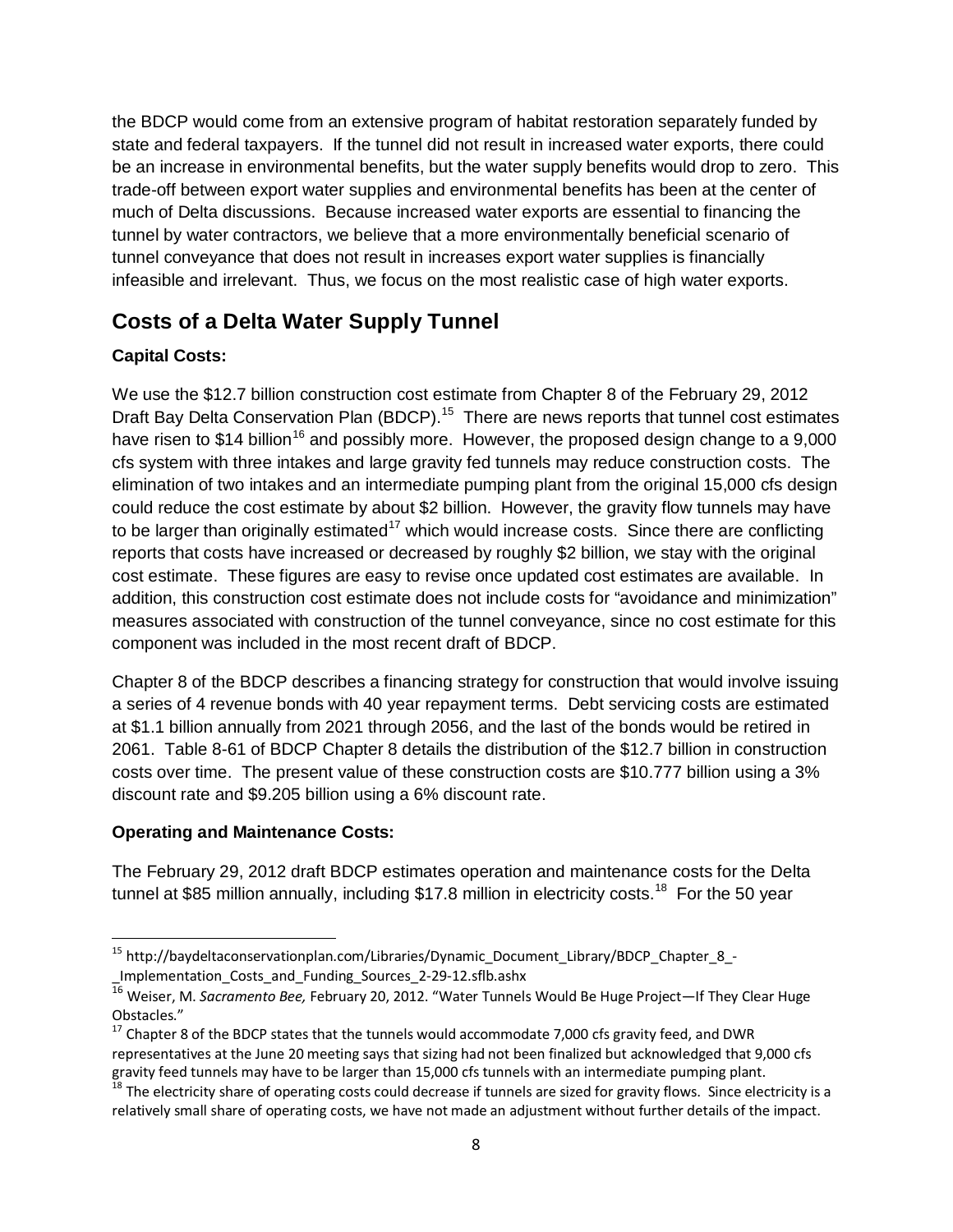the BDCP would come from an extensive program of habitat restoration separately funded by state and federal taxpayers. If the tunnel did not result in increased water exports, there could be an increase in environmental benefits, but the water supply benefits would drop to zero. This trade-off between export water supplies and environmental benefits has been at the center of much of Delta discussions. Because increased water exports are essential to financing the tunnel by water contractors, we believe that a more environmentally beneficial scenario of tunnel conveyance that does not result in increases export water supplies is financially infeasible and irrelevant. Thus, we focus on the most realistic case of high water exports.

## Costs of a Delta Water Supply Tunnel

**Capital Costs:**

We use the $12.7 billion construction cost estimate from Chapter 8 of the February 29, 2012 Draft Bay Delta Conservation Plan (BDCP).[15] There are news reports that tunnel cost estimates have risen to $14 billion[16] and possibly more. However, the proposed design change to a 9,000 cfs system with three intakes and large gravity fed tunnels may reduce construction costs. The elimination of two intakes and an intermediate pumping plant from the original 15,000 cfs design could reduce the cost estimate by about $2 billion. However, the gravity flow tunnels may have to be larger than originally estimated[17] which would increase costs. Since there are conflicting reports that costs have increased or decreased by roughly $2 billion, we stay with the original cost estimate. These figures are easy to revise once updated cost estimates are available. In addition, this construction cost estimate does not include costs for "avoidance and minimization" measures associated with construction of the tunnel conveyance, since no cost estimate for this component was included in the most recent draft of BDCP.

Chapter 8 of the BDCP describes a financing strategy for construction that would involve issuing a series of 4 revenue bonds with 40 year repayment terms. Debt servicing costs are estimated at $1.1 billion annually from 2021 through 2056, and the last of the bonds would be retired in 2061. Table 8-61 of BDCP Chapter 8 details the distribution of the $12.7 billion in construction costs over time. The present value of these construction costs are $10.777 billion using a 3% discount rate and $9.205 billion using a 6% discount rate.

**Operating and Maintenance Costs:**

The February 29, 2012 draft BDCP estimates operation and maintenance costs for the Delta tunnel at $85 million annually, including $17.8 million in electricity costs.[18] For the 50 year

---

[15] http://baydeltaconservationplan.com/Libraries/Dynamic_Document_Library/BDCP_Chapter_8_-_Implementation_Costs_and_Funding_Sources_2-29-12.sflb.ashx

[16] Weiser, M. *Sacramento Bee,* February 20, 2012. "Water Tunnels Would Be Huge Project—If They Clear Huge Obstacles."

[17] Chapter 8 of the BDCP states that the tunnels would accommodate 7,000 cfs gravity feed, and DWR representatives at the June 20 meeting says that sizing had not been finalized but acknowledged that 9,000 cfs gravity feed tunnels may have to be larger than 15,000 cfs tunnels with an intermediate pumping plant.

[18] The electricity share of operating costs could decrease if tunnels are sized for gravity flows. Since electricity is a relatively small share of operating costs, we have not made an adjustment without further details of the impact.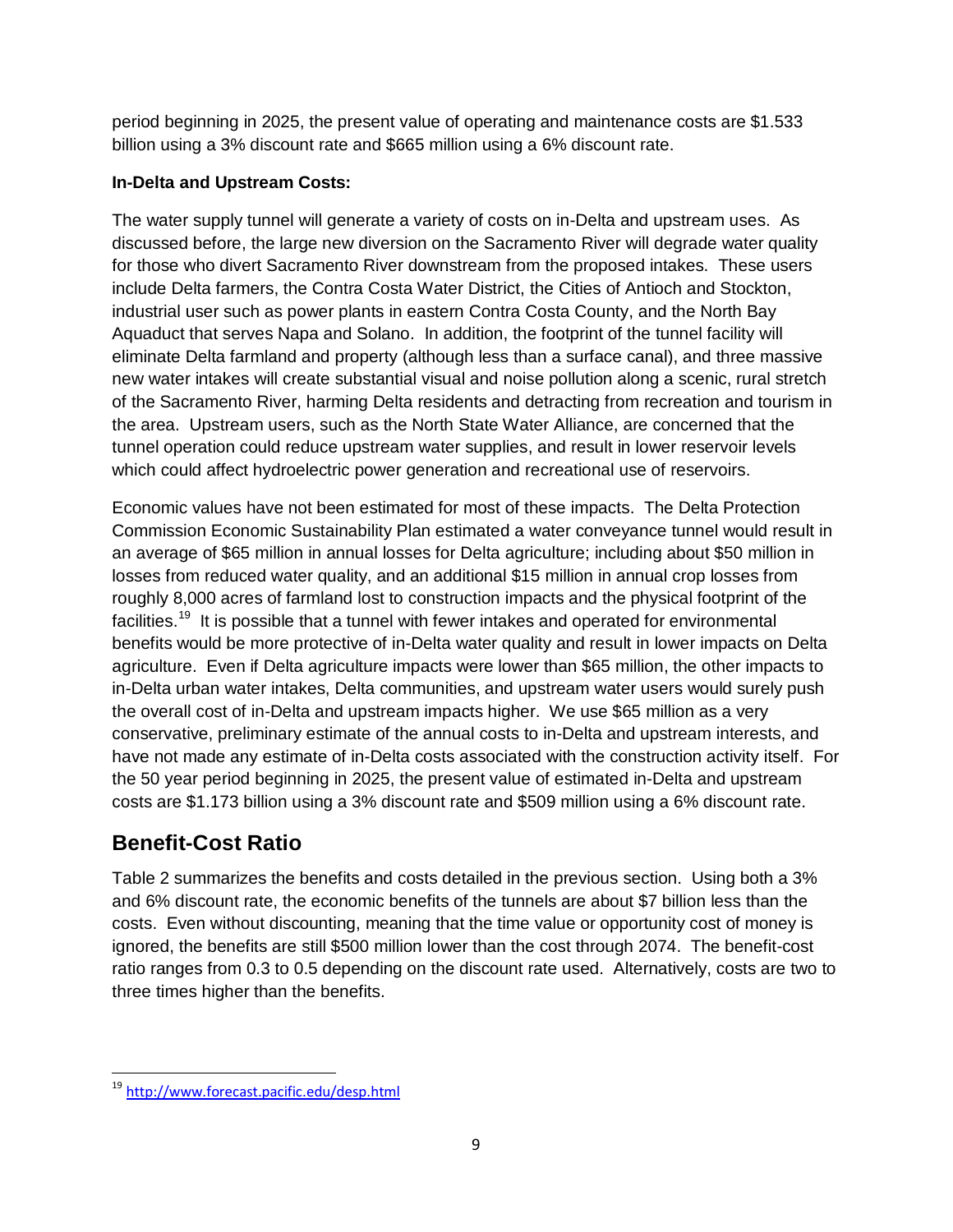period beginning in 2025, the present value of operating and maintenance costs are $1.533 billion using a 3% discount rate and $665 million using a 6% discount rate.

**In-Delta and Upstream Costs:**

The water supply tunnel will generate a variety of costs on in-Delta and upstream uses. As discussed before, the large new diversion on the Sacramento River will degrade water quality for those who divert Sacramento River downstream from the proposed intakes. These users include Delta farmers, the Contra Costa Water District, the Cities of Antioch and Stockton, industrial user such as power plants in eastern Contra Costa County, and the North Bay Aquaduct that serves Napa and Solano. In addition, the footprint of the tunnel facility will eliminate Delta farmland and property (although less than a surface canal), and three massive new water intakes will create substantial visual and noise pollution along a scenic, rural stretch of the Sacramento River, harming Delta residents and detracting from recreation and tourism in the area. Upstream users, such as the North State Water Alliance, are concerned that the tunnel operation could reduce upstream water supplies, and result in lower reservoir levels which could affect hydroelectric power generation and recreational use of reservoirs.

Economic values have not been estimated for most of these impacts. The Delta Protection Commission Economic Sustainability Plan estimated a water conveyance tunnel would result in an average of $65 million in annual losses for Delta agriculture; including about $50 million in losses from reduced water quality, and an additional $15 million in annual crop losses from roughly 8,000 acres of farmland lost to construction impacts and the physical footprint of the facilities.[19] It is possible that a tunnel with fewer intakes and operated for environmental benefits would be more protective of in-Delta water quality and result in lower impacts on Delta agriculture. Even if Delta agriculture impacts were lower than $65 million, the other impacts to in-Delta urban water intakes, Delta communities, and upstream water users would surely push the overall cost of in-Delta and upstream impacts higher. We use $65 million as a very conservative, preliminary estimate of the annual costs to in-Delta and upstream interests, and have not made any estimate of in-Delta costs associated with the construction activity itself. For the 50 year period beginning in 2025, the present value of estimated in-Delta and upstream costs are $1.173 billion using a 3% discount rate and $509 million using a 6% discount rate.

## Benefit-Cost Ratio

Table 2 summarizes the benefits and costs detailed in the previous section. Using both a 3% and 6% discount rate, the economic benefits of the tunnels are about $7 billion less than the costs. Even without discounting, meaning that the time value or opportunity cost of money is ignored, the benefits are still $500 million lower than the cost through 2074. The benefit-cost ratio ranges from 0.3 to 0.5 depending on the discount rate used. Alternatively, costs are two to three times higher than the benefits.

---

[19] http://www.forecast.pacific.edu/desp.html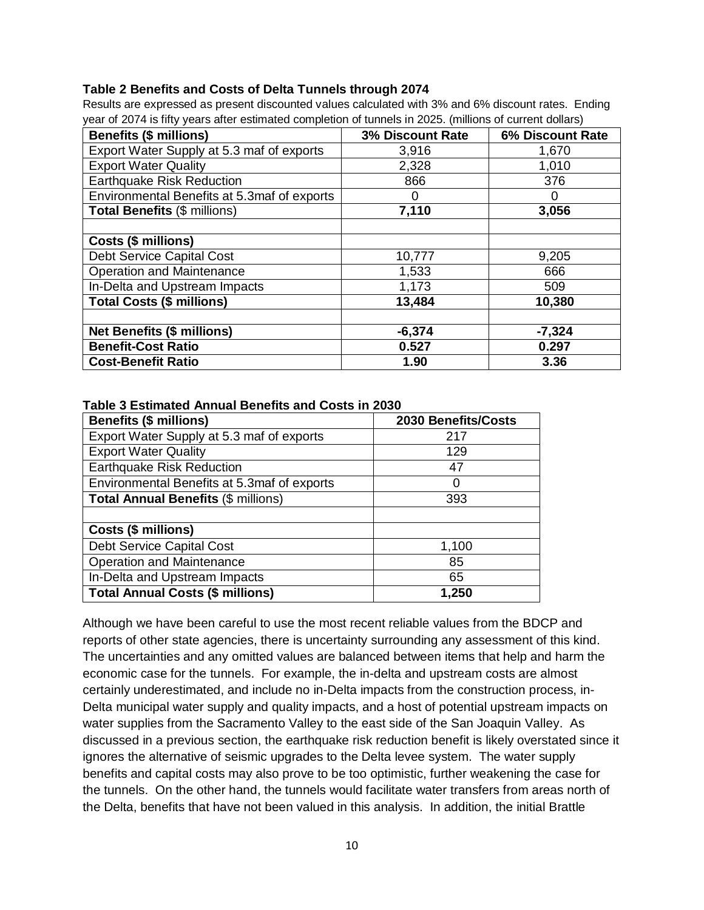**Table 2 Benefits and Costs of Delta Tunnels through 2074**

Results are expressed as present discounted values calculated with 3% and 6% discount rates. Ending year of 2074 is fifty years after estimated completion of tunnels in 2025. (millions of current dollars)

| Benefits ($ millions) | 3% Discount Rate | 6% Discount Rate |
|---|---|---|
| Export Water Supply at 5.3 maf of exports | 3,916 | 1,670 |
| Export Water Quality | 2,328 | 1,010 |
| Earthquake Risk Reduction | 866 | 376 |
| Environmental Benefits at 5.3maf of exports | 0 | 0 |
| **Total Benefits** ($ millions) | **7,110** | **3,056** |
| | | |
| **Costs ($ millions)** | | |
| Debt Service Capital Cost | 10,777 | 9,205 |
| Operation and Maintenance | 1,533 | 666 |
| In-Delta and Upstream Impacts | 1,173 | 509 |
| **Total Costs ($ millions)** | **13,484** | **10,380** |
| | | |
| **Net Benefits ($ millions)** | **-6,374** | **-7,324** |
| **Benefit-Cost Ratio** | **0.527** | **0.297** |
| **Cost-Benefit Ratio** | **1.90** | **3.36** |

**Table 3 Estimated Annual Benefits and Costs in 2030**

| Benefits ($ millions) | 2030 Benefits/Costs |
|---|---|
| Export Water Supply at 5.3 maf of exports | 217 |
| Export Water Quality | 129 |
| Earthquake Risk Reduction | 47 |
| Environmental Benefits at 5.3maf of exports | 0 |
| **Total Annual Benefits** ($ millions) | 393 |
| | |
| **Costs ($ millions)** | |
| Debt Service Capital Cost | 1,100 |
| Operation and Maintenance | 85 |
| In-Delta and Upstream Impacts | 65 |
| **Total Annual Costs ($ millions)** | **1,250** |

Although we have been careful to use the most recent reliable values from the BDCP and reports of other state agencies, there is uncertainty surrounding any assessment of this kind. The uncertainties and any omitted values are balanced between items that help and harm the economic case for the tunnels. For example, the in-delta and upstream costs are almost certainly underestimated, and include no in-Delta impacts from the construction process, in-Delta municipal water supply and quality impacts, and a host of potential upstream impacts on water supplies from the Sacramento Valley to the east side of the San Joaquin Valley. As discussed in a previous section, the earthquake risk reduction benefit is likely overstated since it ignores the alternative of seismic upgrades to the Delta levee system. The water supply benefits and capital costs may also prove to be too optimistic, further weakening the case for the tunnels. On the other hand, the tunnels would facilitate water transfers from areas north of the Delta, benefits that have not been valued in this analysis. In addition, the initial Brattle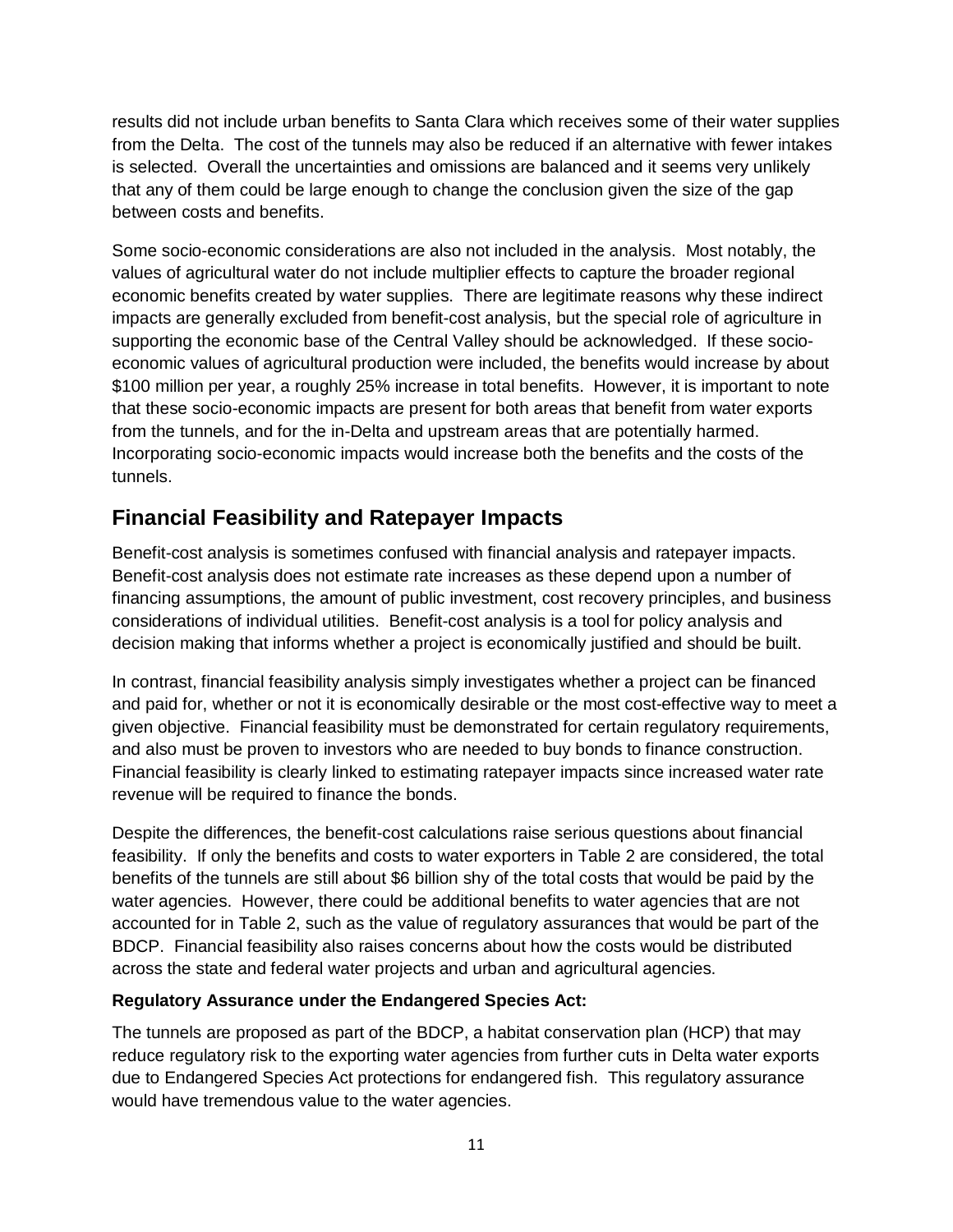results did not include urban benefits to Santa Clara which receives some of their water supplies from the Delta. The cost of the tunnels may also be reduced if an alternative with fewer intakes is selected. Overall the uncertainties and omissions are balanced and it seems very unlikely that any of them could be large enough to change the conclusion given the size of the gap between costs and benefits.

Some socio-economic considerations are also not included in the analysis. Most notably, the values of agricultural water do not include multiplier effects to capture the broader regional economic benefits created by water supplies. There are legitimate reasons why these indirect impacts are generally excluded from benefit-cost analysis, but the special role of agriculture in supporting the economic base of the Central Valley should be acknowledged. If these socio-economic values of agricultural production were included, the benefits would increase by about $100 million per year, a roughly 25% increase in total benefits. However, it is important to note that these socio-economic impacts are present for both areas that benefit from water exports from the tunnels, and for the in-Delta and upstream areas that are potentially harmed. Incorporating socio-economic impacts would increase both the benefits and the costs of the tunnels.

## Financial Feasibility and Ratepayer Impacts

Benefit-cost analysis is sometimes confused with financial analysis and ratepayer impacts. Benefit-cost analysis does not estimate rate increases as these depend upon a number of financing assumptions, the amount of public investment, cost recovery principles, and business considerations of individual utilities. Benefit-cost analysis is a tool for policy analysis and decision making that informs whether a project is economically justified and should be built.

In contrast, financial feasibility analysis simply investigates whether a project can be financed and paid for, whether or not it is economically desirable or the most cost-effective way to meet a given objective. Financial feasibility must be demonstrated for certain regulatory requirements, and also must be proven to investors who are needed to buy bonds to finance construction. Financial feasibility is clearly linked to estimating ratepayer impacts since increased water rate revenue will be required to finance the bonds.

Despite the differences, the benefit-cost calculations raise serious questions about financial feasibility. If only the benefits and costs to water exporters in Table 2 are considered, the total benefits of the tunnels are still about $6 billion shy of the total costs that would be paid by the water agencies. However, there could be additional benefits to water agencies that are not accounted for in Table 2, such as the value of regulatory assurances that would be part of the BDCP. Financial feasibility also raises concerns about how the costs would be distributed across the state and federal water projects and urban and agricultural agencies.

**Regulatory Assurance under the Endangered Species Act:**

The tunnels are proposed as part of the BDCP, a habitat conservation plan (HCP) that may reduce regulatory risk to the exporting water agencies from further cuts in Delta water exports due to Endangered Species Act protections for endangered fish. This regulatory assurance would have tremendous value to the water agencies.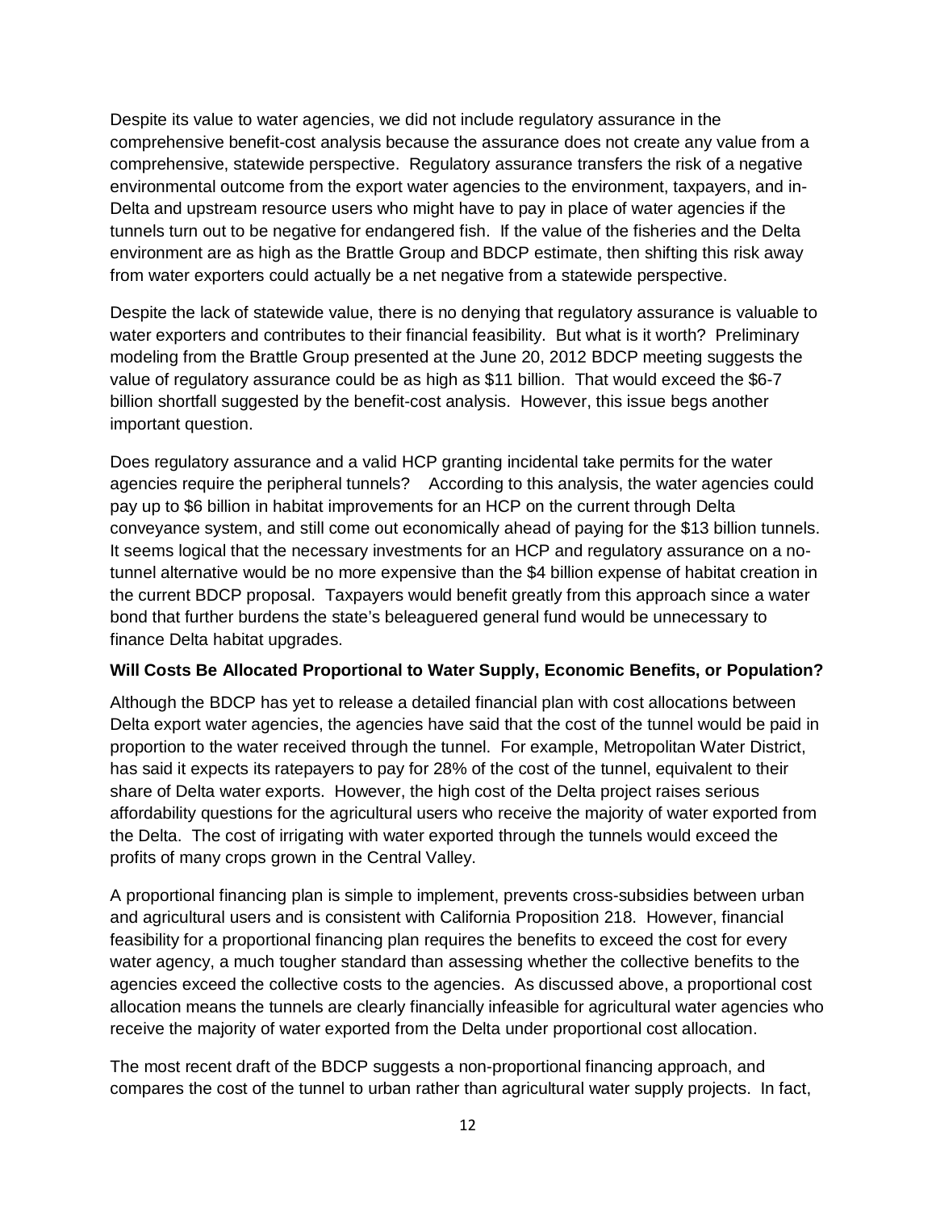Despite its value to water agencies, we did not include regulatory assurance in the comprehensive benefit-cost analysis because the assurance does not create any value from a comprehensive, statewide perspective. Regulatory assurance transfers the risk of a negative environmental outcome from the export water agencies to the environment, taxpayers, and in-Delta and upstream resource users who might have to pay in place of water agencies if the tunnels turn out to be negative for endangered fish. If the value of the fisheries and the Delta environment are as high as the Brattle Group and BDCP estimate, then shifting this risk away from water exporters could actually be a net negative from a statewide perspective.

Despite the lack of statewide value, there is no denying that regulatory assurance is valuable to water exporters and contributes to their financial feasibility. But what is it worth? Preliminary modeling from the Brattle Group presented at the June 20, 2012 BDCP meeting suggests the value of regulatory assurance could be as high as $11 billion. That would exceed the $6-7 billion shortfall suggested by the benefit-cost analysis. However, this issue begs another important question.

Does regulatory assurance and a valid HCP granting incidental take permits for the water agencies require the peripheral tunnels? According to this analysis, the water agencies could pay up to $6 billion in habitat improvements for an HCP on the current through Delta conveyance system, and still come out economically ahead of paying for the $13 billion tunnels. It seems logical that the necessary investments for an HCP and regulatory assurance on a no-tunnel alternative would be no more expensive than the $4 billion expense of habitat creation in the current BDCP proposal. Taxpayers would benefit greatly from this approach since a water bond that further burdens the state's beleaguered general fund would be unnecessary to finance Delta habitat upgrades.

**Will Costs Be Allocated Proportional to Water Supply, Economic Benefits, or Population?**

Although the BDCP has yet to release a detailed financial plan with cost allocations between Delta export water agencies, the agencies have said that the cost of the tunnel would be paid in proportion to the water received through the tunnel. For example, Metropolitan Water District, has said it expects its ratepayers to pay for 28% of the cost of the tunnel, equivalent to their share of Delta water exports. However, the high cost of the Delta project raises serious affordability questions for the agricultural users who receive the majority of water exported from the Delta. The cost of irrigating with water exported through the tunnels would exceed the profits of many crops grown in the Central Valley.

A proportional financing plan is simple to implement, prevents cross-subsidies between urban and agricultural users and is consistent with California Proposition 218. However, financial feasibility for a proportional financing plan requires the benefits to exceed the cost for every water agency, a much tougher standard than assessing whether the collective benefits to the agencies exceed the collective costs to the agencies. As discussed above, a proportional cost allocation means the tunnels are clearly financially infeasible for agricultural water agencies who receive the majority of water exported from the Delta under proportional cost allocation.

The most recent draft of the BDCP suggests a non-proportional financing approach, and compares the cost of the tunnel to urban rather than agricultural water supply projects. In fact,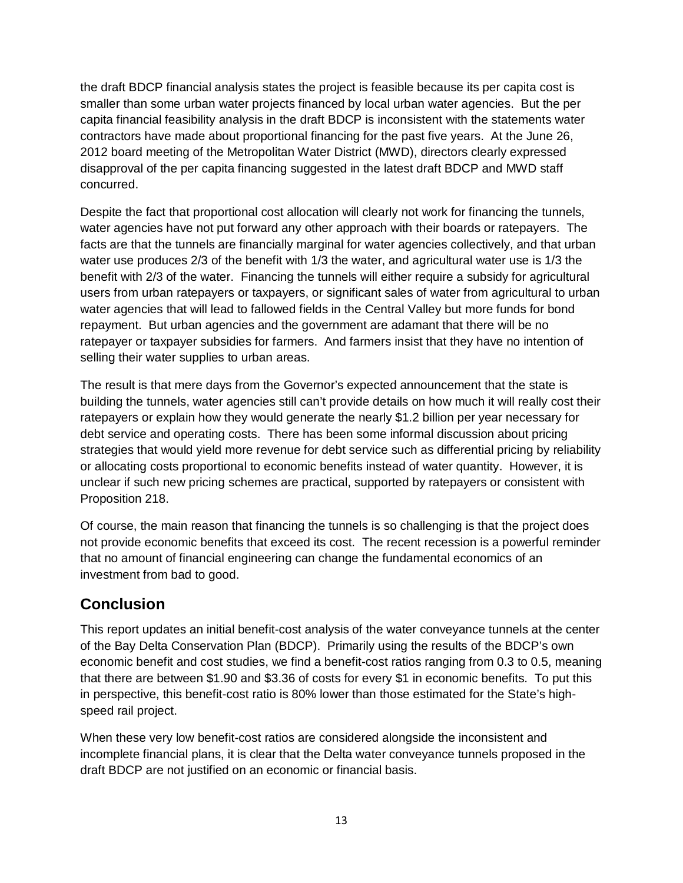the draft BDCP financial analysis states the project is feasible because its per capita cost is smaller than some urban water projects financed by local urban water agencies. But the per capita financial feasibility analysis in the draft BDCP is inconsistent with the statements water contractors have made about proportional financing for the past five years. At the June 26, 2012 board meeting of the Metropolitan Water District (MWD), directors clearly expressed disapproval of the per capita financing suggested in the latest draft BDCP and MWD staff concurred.

Despite the fact that proportional cost allocation will clearly not work for financing the tunnels, water agencies have not put forward any other approach with their boards or ratepayers. The facts are that the tunnels are financially marginal for water agencies collectively, and that urban water use produces 2/3 of the benefit with 1/3 the water, and agricultural water use is 1/3 the benefit with 2/3 of the water. Financing the tunnels will either require a subsidy for agricultural users from urban ratepayers or taxpayers, or significant sales of water from agricultural to urban water agencies that will lead to fallowed fields in the Central Valley but more funds for bond repayment. But urban agencies and the government are adamant that there will be no ratepayer or taxpayer subsidies for farmers. And farmers insist that they have no intention of selling their water supplies to urban areas.

The result is that mere days from the Governor's expected announcement that the state is building the tunnels, water agencies still can't provide details on how much it will really cost their ratepayers or explain how they would generate the nearly $1.2 billion per year necessary for debt service and operating costs. There has been some informal discussion about pricing strategies that would yield more revenue for debt service such as differential pricing by reliability or allocating costs proportional to economic benefits instead of water quantity. However, it is unclear if such new pricing schemes are practical, supported by ratepayers or consistent with Proposition 218.

Of course, the main reason that financing the tunnels is so challenging is that the project does not provide economic benefits that exceed its cost. The recent recession is a powerful reminder that no amount of financial engineering can change the fundamental economics of an investment from bad to good.

## Conclusion

This report updates an initial benefit-cost analysis of the water conveyance tunnels at the center of the Bay Delta Conservation Plan (BDCP). Primarily using the results of the BDCP's own economic benefit and cost studies, we find a benefit-cost ratios ranging from 0.3 to 0.5, meaning that there are between $1.90 and $3.36 of costs for every $1 in economic benefits. To put this in perspective, this benefit-cost ratio is 80% lower than those estimated for the State's high-speed rail project.

When these very low benefit-cost ratios are considered alongside the inconsistent and incomplete financial plans, it is clear that the Delta water conveyance tunnels proposed in the draft BDCP are not justified on an economic or financial basis.